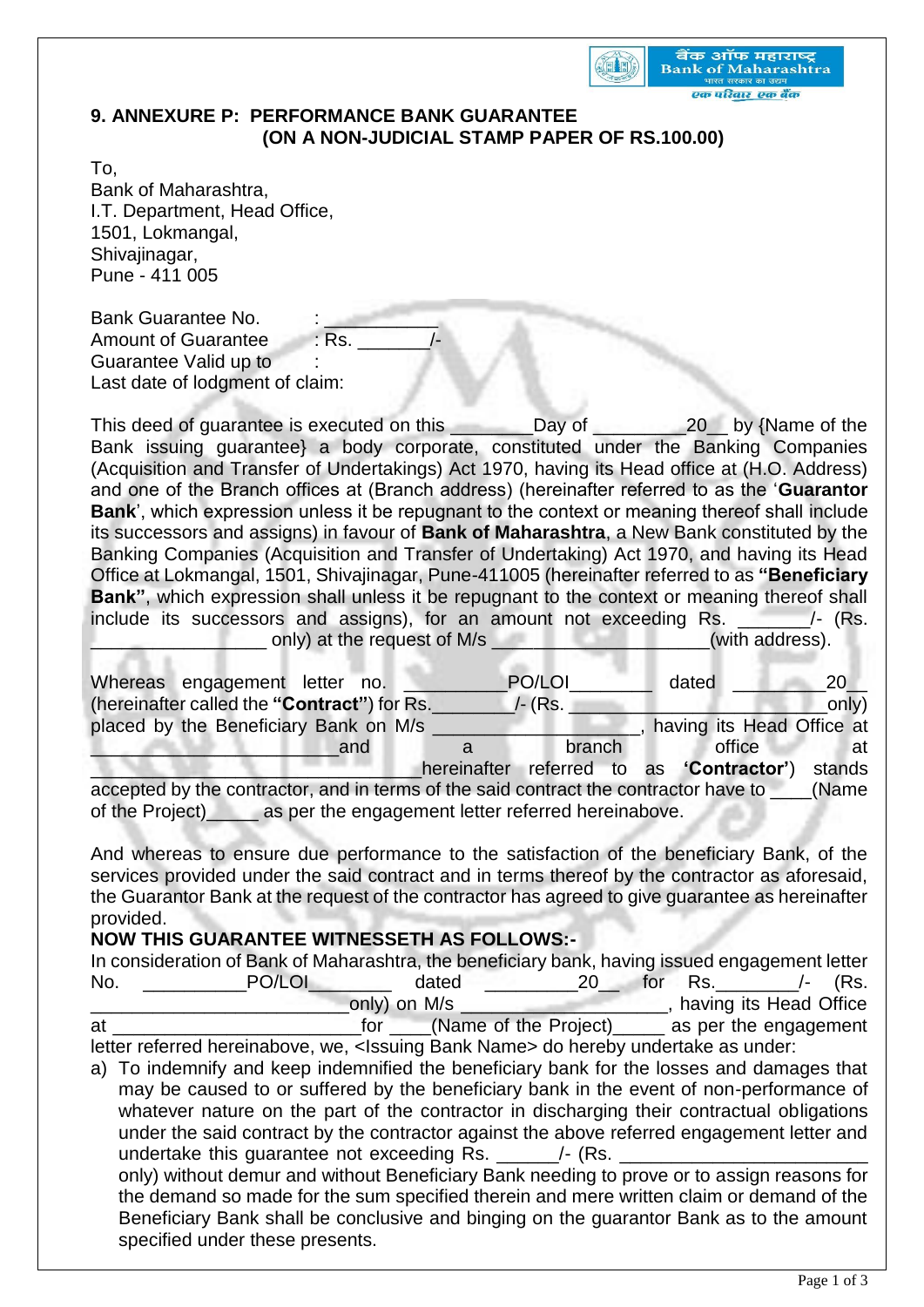## 9. ANNEXURE P: PERFORMANCE BANK GUARANTEE
### (ON A NON-JUDICIAL STAMP PAPER OF RS.100.00)

To,
Bank of Maharashtra,
I.T. Department, Head Office,
1501, Lokmangal,
Shivajinagar,
Pune - 411 005

Bank Guarantee No. : ___________
Amount of Guarantee : Rs. _______/-
Guarantee Valid up to :
Last date of lodgment of claim:

This deed of guarantee is executed on this ________Day of _________20__ by {Name of the Bank issuing guarantee} a body corporate, constituted under the Banking Companies (Acquisition and Transfer of Undertakings) Act 1970, having its Head office at (H.O. Address) and one of the Branch offices at (Branch address) (hereinafter referred to as the '**Guarantor Bank**', which expression unless it be repugnant to the context or meaning thereof shall include its successors and assigns) in favour of **Bank of Maharashtra**, a New Bank constituted by the Banking Companies (Acquisition and Transfer of Undertaking) Act 1970, and having its Head Office at Lokmangal, 1501, Shivajinagar, Pune-411005 (hereinafter referred to as **"Beneficiary Bank"**, which expression shall unless it be repugnant to the context or meaning thereof shall include its successors and assigns), for an amount not exceeding Rs. _______/- (Rs. _________________ only) at the request of M/s _____________________(with address).

Whereas engagement letter no. __________PO/LOI________ dated _________20__ (hereinafter called the **"Contract"**) for Rs.________/- (Rs. ___________________________only) placed by the Beneficiary Bank on M/s ___________________, having its Head Office at _______________________and a branch office at ________________________________hereinafter referred to as **'Contractor'**) stands accepted by the contractor, and in terms of the said contract the contractor have to ____(Name of the Project)_____ as per the engagement letter referred hereinabove.

And whereas to ensure due performance to the satisfaction of the beneficiary Bank, of the services provided under the said contract and in terms thereof by the contractor as aforesaid, the Guarantor Bank at the request of the contractor has agreed to give guarantee as hereinafter provided.

**NOW THIS GUARANTEE WITNESSETH AS FOLLOWS:-**

In consideration of Bank of Maharashtra, the beneficiary bank, having issued engagement letter No. __________PO/LOI________ dated _________20__ for Rs.________/- (Rs. ________________________only) on M/s ___________________, having its Head Office at ________________________for ____(Name of the Project)_____ as per the engagement letter referred hereinabove, we, <Issuing Bank Name> do hereby undertake as under:

a) To indemnify and keep indemnified the beneficiary bank for the losses and damages that may be caused to or suffered by the beneficiary bank in the event of non-performance of whatever nature on the part of the contractor in discharging their contractual obligations under the said contract by the contractor against the above referred engagement letter and undertake this guarantee not exceeding Rs. ______/- (Rs. ________________________ only) without demur and without Beneficiary Bank needing to prove or to assign reasons for the demand so made for the sum specified therein and mere written claim or demand of the Beneficiary Bank shall be conclusive and binging on the guarantor Bank as to the amount specified under these presents.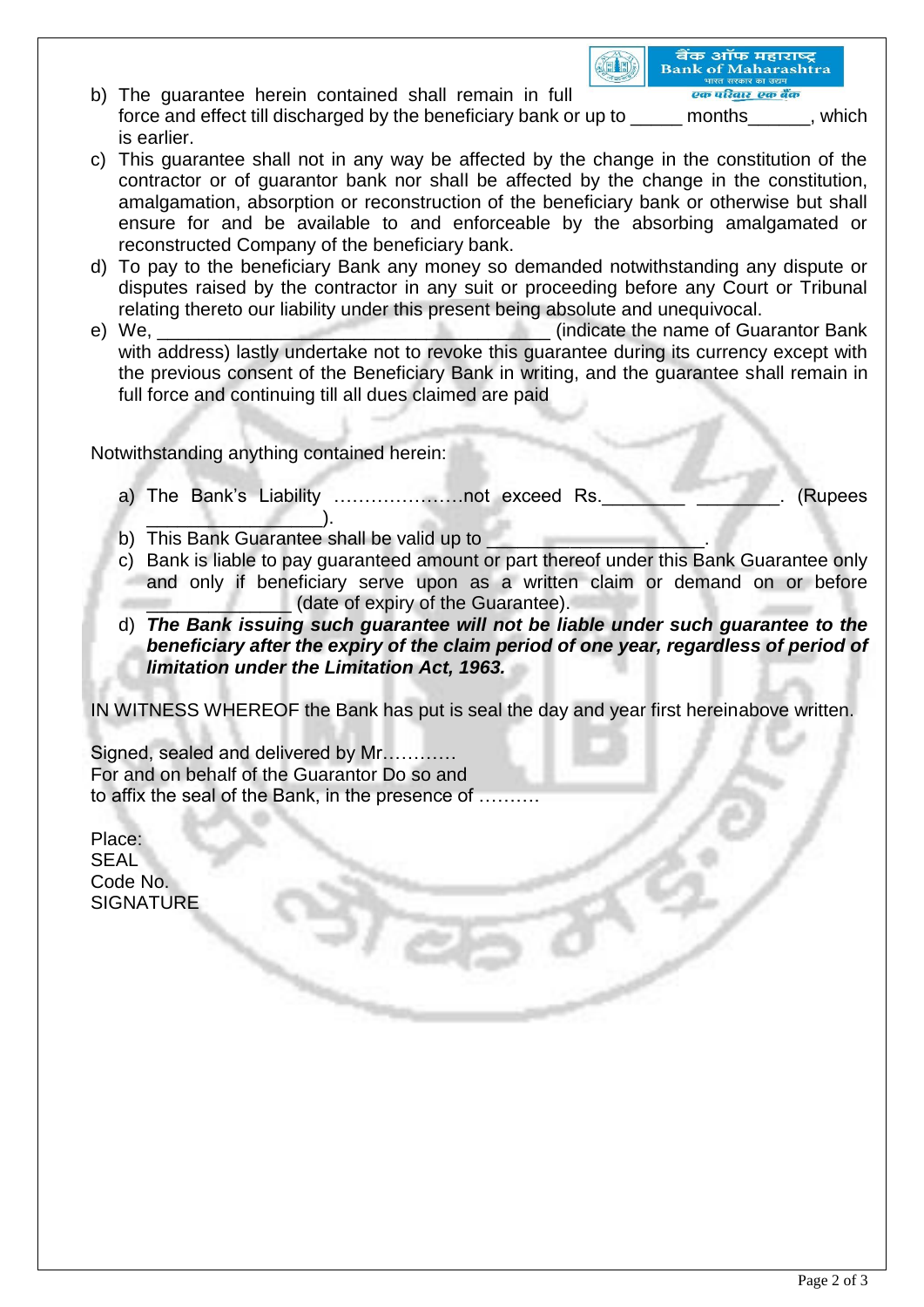b) The guarantee herein contained shall remain in full force and effect till discharged by the beneficiary bank or up to _____ months______, which is earlier.

c) This guarantee shall not in any way be affected by the change in the constitution of the contractor or of guarantor bank nor shall be affected by the change in the constitution, amalgamation, absorption or reconstruction of the beneficiary bank or otherwise but shall ensure for and be available to and enforceable by the absorbing amalgamated or reconstructed Company of the beneficiary bank.

d) To pay to the beneficiary Bank any money so demanded notwithstanding any dispute or disputes raised by the contractor in any suit or proceeding before any Court or Tribunal relating thereto our liability under this present being absolute and unequivocal.

e) We, ______________________________________ (indicate the name of Guarantor Bank with address) lastly undertake not to revoke this guarantee during its currency except with the previous consent of the Beneficiary Bank in writing, and the guarantee shall remain in full force and continuing till all dues claimed are paid

Notwithstanding anything contained herein:

a) The Bank's Liability …………………not exceed Rs.________ ________. (Rupees _________________).
b) This Bank Guarantee shall be valid up to ____________________.
c) Bank is liable to pay guaranteed amount or part thereof under this Bank Guarantee only and only if beneficiary serve upon as a written claim or demand on or before ______________ (date of expiry of the Guarantee).
d) ***The Bank issuing such guarantee will not be liable under such guarantee to the beneficiary after the expiry of the claim period of one year, regardless of period of limitation under the Limitation Act, 1963.***

IN WITNESS WHEREOF the Bank has put is seal the day and year first hereinabove written.

Signed, sealed and delivered by Mr…………
For and on behalf of the Guarantor Do so and
to affix the seal of the Bank, in the presence of ……….

Place:
SEAL
Code No.
SIGNATURE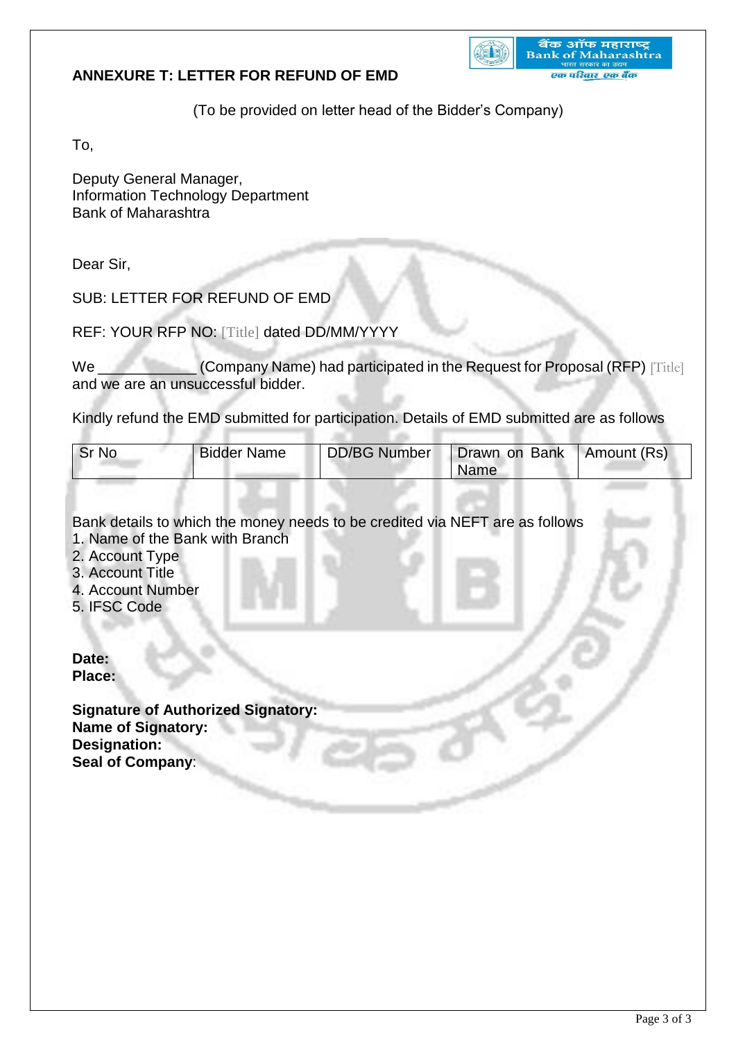## ANNEXURE T: LETTER FOR REFUND OF EMD

(To be provided on letter head of the Bidder's Company)

To,

Deputy General Manager,
Information Technology Department
Bank of Maharashtra

Dear Sir,

SUB: LETTER FOR REFUND OF EMD

REF: YOUR RFP NO: [Title] dated DD/MM/YYYY

We ____________ (Company Name) had participated in the Request for Proposal (RFP) [Title] and we are an unsuccessful bidder.

Kindly refund the EMD submitted for participation. Details of EMD submitted are as follows

| Sr No | Bidder Name | DD/BG Number | Drawn on Bank Name | Amount (Rs) |
|---|---|---|---|---|

Bank details to which the money needs to be credited via NEFT are as follows

1. Name of the Bank with Branch
2. Account Type
3. Account Title
4. Account Number
5. IFSC Code

**Date:**
**Place:**

**Signature of Authorized Signatory:**
**Name of Signatory:**
**Designation:**
**Seal of Company**: